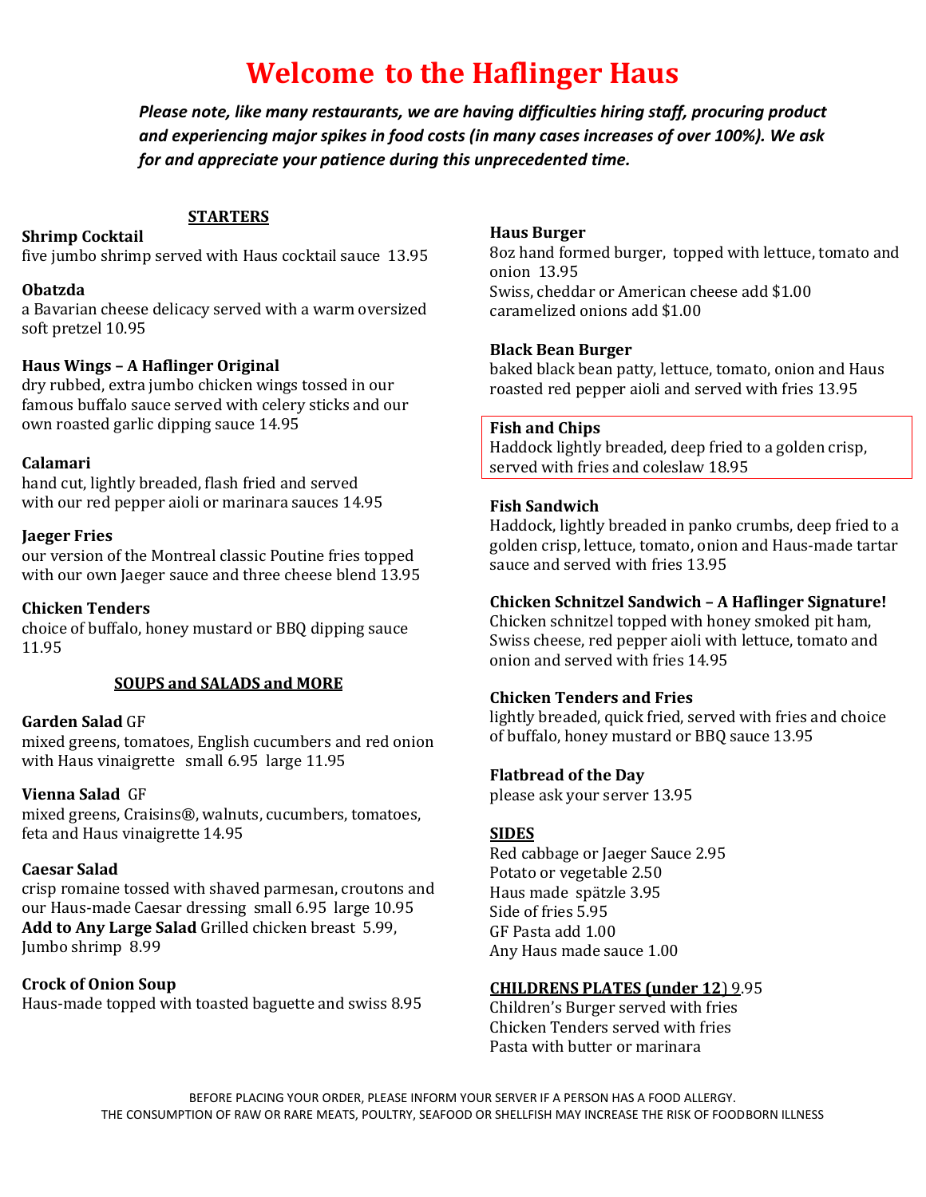# Welcome to the Haflinger Haus

***Please note, like many restaurants, we are having difficulties hiring staff, procuring product and experiencing major spikes in food costs (in many cases increases of over 100%). We ask for and appreciate your patience during this unprecedented time.***

## STARTERS

**Shrimp Cocktail**
five jumbo shrimp served with Haus cocktail sauce 13.95

**Obatzda**
a Bavarian cheese delicacy served with a warm oversized soft pretzel 10.95

**Haus Wings – A Haflinger Original**
dry rubbed, extra jumbo chicken wings tossed in our famous buffalo sauce served with celery sticks and our own roasted garlic dipping sauce 14.95

**Calamari**
hand cut, lightly breaded, flash fried and served with our red pepper aioli or marinara sauces 14.95

**Jaeger Fries**
our version of the Montreal classic Poutine fries topped with our own Jaeger sauce and three cheese blend 13.95

**Chicken Tenders**
choice of buffalo, honey mustard or BBQ dipping sauce 11.95

## SOUPS and SALADS and MORE

**Garden Salad** GF
mixed greens, tomatoes, English cucumbers and red onion with Haus vinaigrette small 6.95 large 11.95

**Vienna Salad** GF
mixed greens, Craisins®, walnuts, cucumbers, tomatoes, feta and Haus vinaigrette 14.95

**Caesar Salad**
crisp romaine tossed with shaved parmesan, croutons and our Haus-made Caesar dressing small 6.95 large 10.95
**Add to Any Large Salad** Grilled chicken breast 5.99, Jumbo shrimp 8.99

**Crock of Onion Soup**
Haus-made topped with toasted baguette and swiss 8.95

**Haus Burger**
8oz hand formed burger, topped with lettuce, tomato and onion 13.95
Swiss, cheddar or American cheese add $1.00
caramelized onions add $1.00

**Black Bean Burger**
baked black bean patty, lettuce, tomato, onion and Haus roasted red pepper aioli and served with fries 13.95

**Fish and Chips**
Haddock lightly breaded, deep fried to a golden crisp, served with fries and coleslaw 18.95

**Fish Sandwich**
Haddock, lightly breaded in panko crumbs, deep fried to a golden crisp, lettuce, tomato, onion and Haus-made tartar sauce and served with fries 13.95

**Chicken Schnitzel Sandwich – A Haflinger Signature!**
Chicken schnitzel topped with honey smoked pit ham, Swiss cheese, red pepper aioli with lettuce, tomato and onion and served with fries 14.95

**Chicken Tenders and Fries**
lightly breaded, quick fried, served with fries and choice of buffalo, honey mustard or BBQ sauce 13.95

**Flatbread of the Day**
please ask your server 13.95

## SIDES

Red cabbage or Jaeger Sauce 2.95
Potato or vegetable 2.50
Haus made spätzle 3.95
Side of fries 5.95
GF Pasta add 1.00
Any Haus made sauce 1.00

## CHILDRENS PLATES (under 12) 9.95

Children's Burger served with fries
Chicken Tenders served with fries
Pasta with butter or marinara

BEFORE PLACING YOUR ORDER, PLEASE INFORM YOUR SERVER IF A PERSON HAS A FOOD ALLERGY.
THE CONSUMPTION OF RAW OR RARE MEATS, POULTRY, SEAFOOD OR SHELLFISH MAY INCREASE THE RISK OF FOODBORN ILLNESS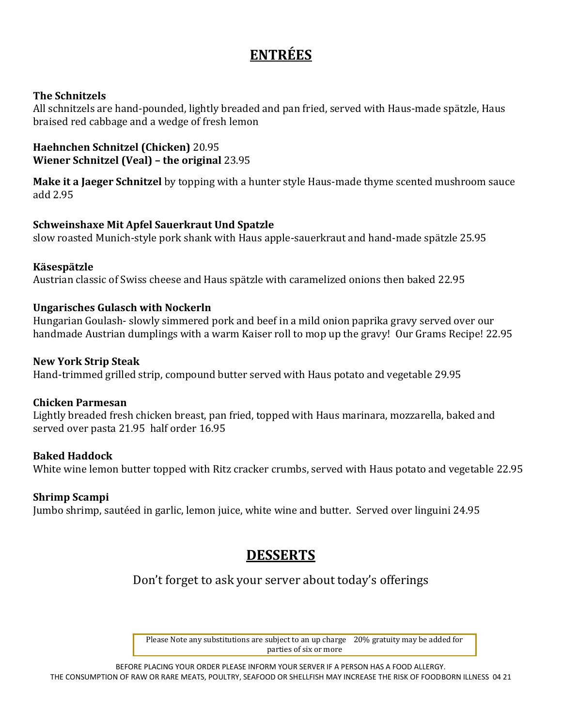# ENTRÉES

**The Schnitzels**
All schnitzels are hand-pounded, lightly breaded and pan fried, served with Haus-made spätzle, Haus braised red cabbage and a wedge of fresh lemon

**Haehnchen Schnitzel (Chicken)** 20.95
**Wiener Schnitzel (Veal) – the original** 23.95

**Make it a Jaeger Schnitzel** by topping with a hunter style Haus-made thyme scented mushroom sauce add 2.95

**Schweinshaxe Mit Apfel Sauerkraut Und Spatzle**
slow roasted Munich-style pork shank with Haus apple-sauerkraut and hand-made spätzle 25.95

**Käsespätzle**
Austrian classic of Swiss cheese and Haus spätzle with caramelized onions then baked 22.95

**Ungarisches Gulasch with Nockerln**
Hungarian Goulash- slowly simmered pork and beef in a mild onion paprika gravy served over our handmade Austrian dumplings with a warm Kaiser roll to mop up the gravy! Our Grams Recipe! 22.95

**New York Strip Steak**
Hand-trimmed grilled strip, compound butter served with Haus potato and vegetable 29.95

**Chicken Parmesan**
Lightly breaded fresh chicken breast, pan fried, topped with Haus marinara, mozzarella, baked and served over pasta 21.95 half order 16.95

**Baked Haddock**
White wine lemon butter topped with Ritz cracker crumbs, served with Haus potato and vegetable 22.95

**Shrimp Scampi**
Jumbo shrimp, sautéed in garlic, lemon juice, white wine and butter. Served over linguini 24.95

# DESSERTS

Don't forget to ask your server about today's offerings

Please Note any substitutions are subject to an up charge 20% gratuity may be added for parties of six or more

BEFORE PLACING YOUR ORDER PLEASE INFORM YOUR SERVER IF A PERSON HAS A FOOD ALLERGY.
THE CONSUMPTION OF RAW OR RARE MEATS, POULTRY, SEAFOOD OR SHELLFISH MAY INCREASE THE RISK OF FOODBORN ILLNESS 04 21